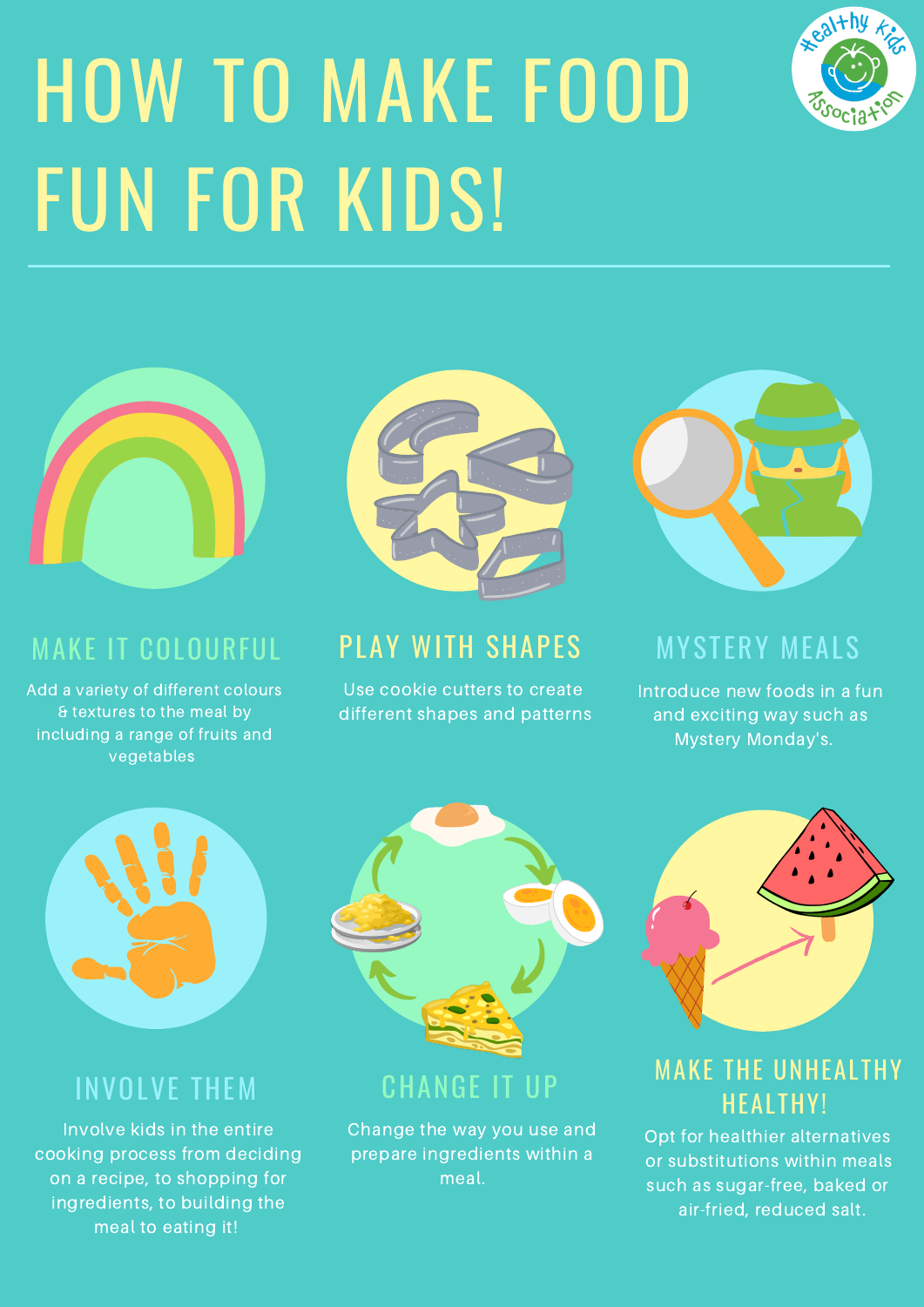# HOW TO MAKE FOOD FUN FOR KIDS!

## MAKE IT COLOURFUL

Add a variety of different colours & textures to the meal by including a range of fruits and vegetables

## PLAY WITH SHAPES

Use cookie cutters to create different shapes and patterns

## MYSTERY MEALS

Introduce new foods in a fun and exciting way such as Mystery Monday's.

## INVOLVE THEM

Involve kids in the entire cooking process from deciding on a recipe, to shopping for ingredients, to building the meal to eating it!

## CHANGE IT UP

Change the way you use and prepare ingredients within a meal.

## MAKE THE UNHEALTHY HEALTHY!

Opt for healthier alternatives or substitutions within meals such as sugar-free, baked or air-fried, reduced salt.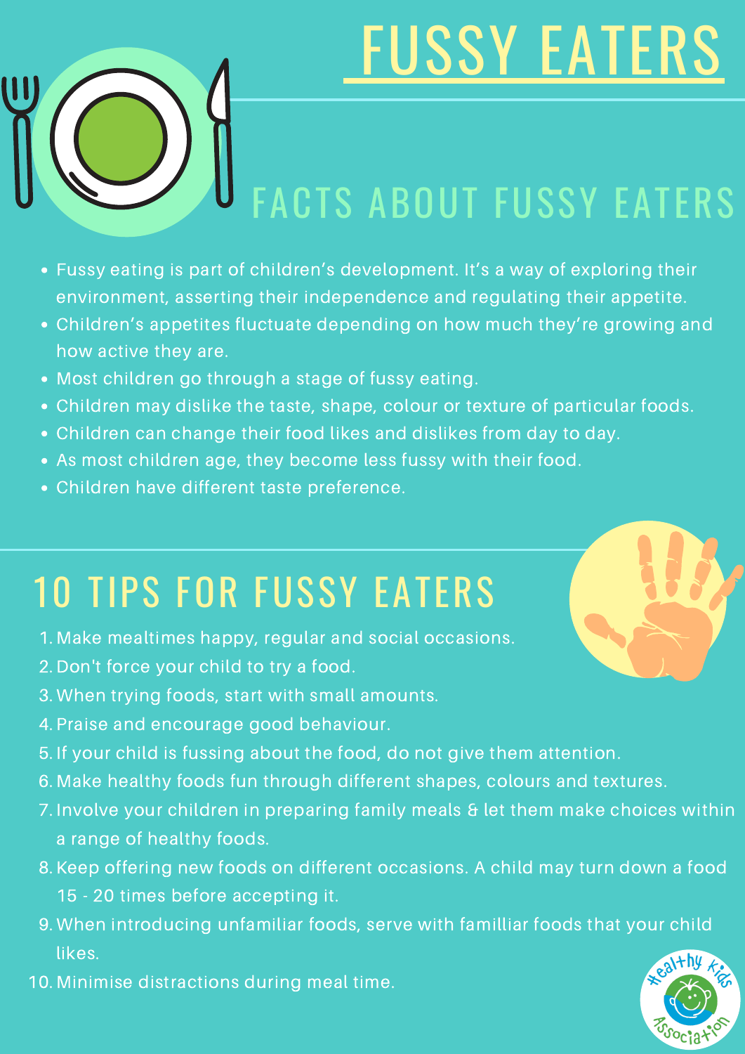# FUSSY EATERS

## FACTS ABOUT FUSSY EATERS

- Fussy eating is part of children's development. It's a way of exploring their environment, asserting their independence and regulating their appetite.
- Children's appetites fluctuate depending on how much they're growing and how active they are.
- Most children go through a stage of fussy eating.
- Children may dislike the taste, shape, colour or texture of particular foods.
- Children can change their food likes and dislikes from day to day.
- As most children age, they become less fussy with their food.
- Children have different taste preference.

## 10 TIPS FOR FUSSY EATERS

1. Make mealtimes happy, regular and social occasions.
2. Don't force your child to try a food.
3. When trying foods, start with small amounts.
4. Praise and encourage good behaviour.
5. If your child is fussing about the food, do not give them attention.
6. Make healthy foods fun through different shapes, colours and textures.
7. Involve your children in preparing family meals & let them make choices within a range of healthy foods.
8. Keep offering new foods on different occasions. A child may turn down a food 15 - 20 times before accepting it.
9. When introducing unfamiliar foods, serve with familliar foods that your child likes.
10. Minimise distractions during meal time.

Healthy Kids Association